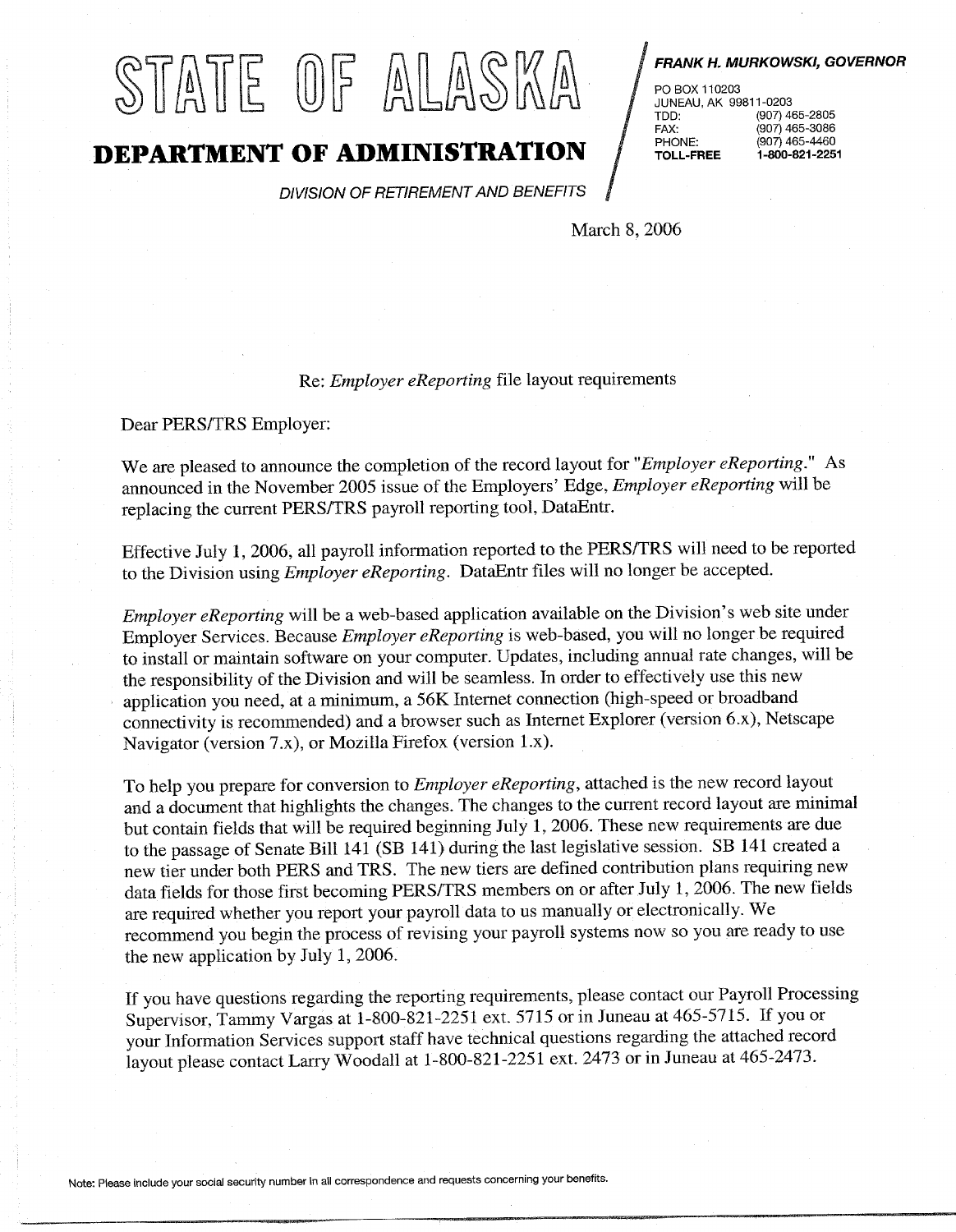# STATE OF ALASKA

## DEPARTMENT OF ADMINISTRATION

*DIVISION OF RETIREMENT AND BENEFITS*

***FRANK H. MURKOWSKI, GOVERNOR***

PO BOX 110203
JUNEAU, AK 99811-0203

| | |
|---|---|
| TDD: | (907) 465-2805 |
| FAX: | (907) 465-3086 |
| PHONE: | (907) 465-4460 |
| **TOLL-FREE** | **1-800-821-2251** |

March 8, 2006

Re: *Employer eReporting* file layout requirements

Dear PERS/TRS Employer:

We are pleased to announce the completion of the record layout for "*Employer eReporting*." As announced in the November 2005 issue of the Employers' Edge, *Employer eReporting* will be replacing the current PERS/TRS payroll reporting tool, DataEntr.

Effective July 1, 2006, all payroll information reported to the PERS/TRS will need to be reported to the Division using *Employer eReporting*. DataEntr files will no longer be accepted.

*Employer eReporting* will be a web-based application available on the Division's web site under Employer Services. Because *Employer eReporting* is web-based, you will no longer be required to install or maintain software on your computer. Updates, including annual rate changes, will be the responsibility of the Division and will be seamless. In order to effectively use this new application you need, at a minimum, a 56K Internet connection (high-speed or broadband connectivity is recommended) and a browser such as Internet Explorer (version 6.x), Netscape Navigator (version 7.x), or Mozilla Firefox (version 1.x).

To help you prepare for conversion to *Employer eReporting*, attached is the new record layout and a document that highlights the changes. The changes to the current record layout are minimal but contain fields that will be required beginning July 1, 2006. These new requirements are due to the passage of Senate Bill 141 (SB 141) during the last legislative session. SB 141 created a new tier under both PERS and TRS. The new tiers are defined contribution plans requiring new data fields for those first becoming PERS/TRS members on or after July 1, 2006. The new fields are required whether you report your payroll data to us manually or electronically. We recommend you begin the process of revising your payroll systems now so you are ready to use the new application by July 1, 2006.

If you have questions regarding the reporting requirements, please contact our Payroll Processing Supervisor, Tammy Vargas at 1-800-821-2251 ext. 5715 or in Juneau at 465-5715. If you or your Information Services support staff have technical questions regarding the attached record layout please contact Larry Woodall at 1-800-821-2251 ext. 2473 or in Juneau at 465-2473.

Note: Please include your social security number in all correspondence and requests concerning your benefits.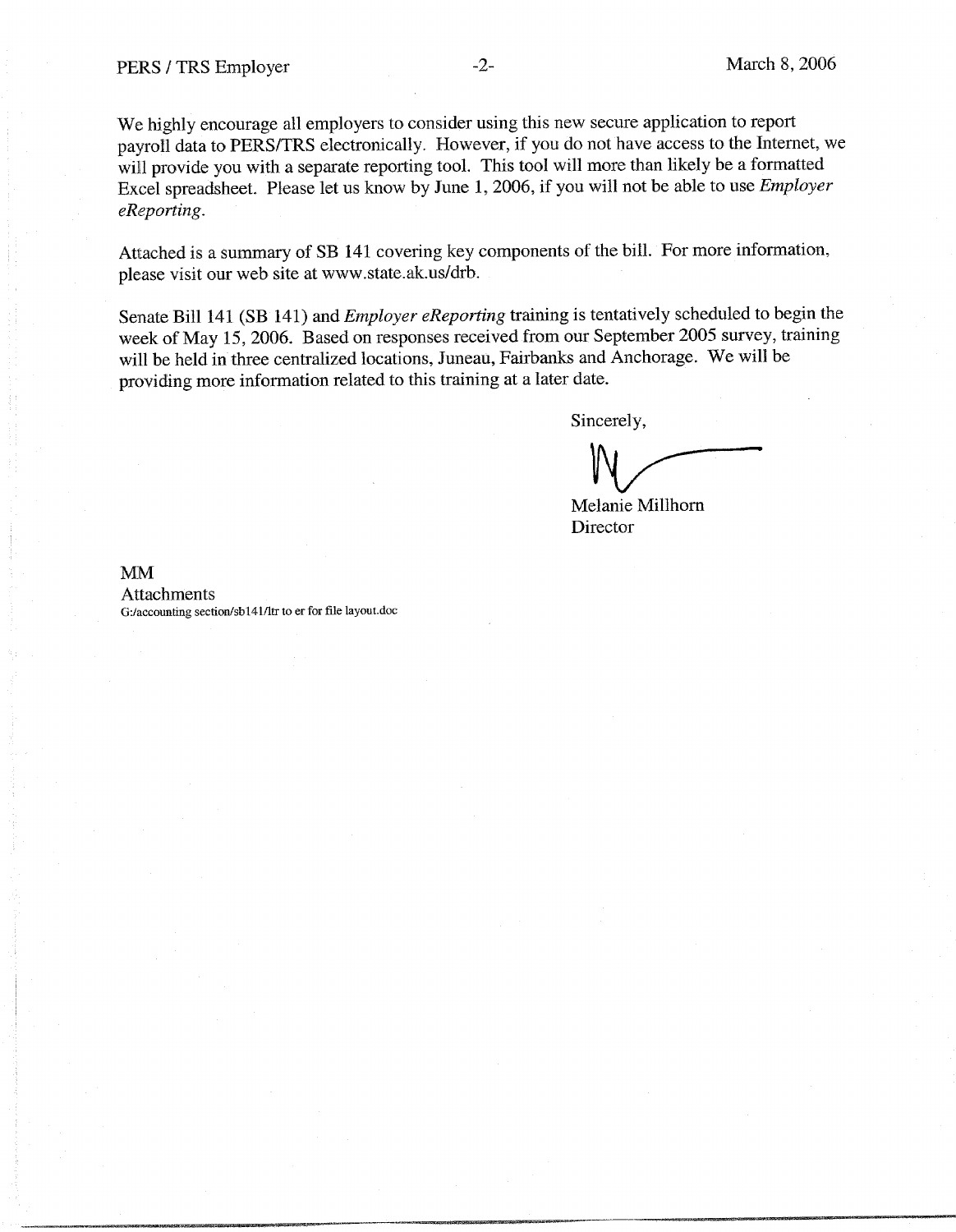We highly encourage all employers to consider using this new secure application to report payroll data to PERS/TRS electronically. However, if you do not have access to the Internet, we will provide you with a separate reporting tool. This tool will more than likely be a formatted Excel spreadsheet. Please let us know by June 1, 2006, if you will not be able to use *Employer eReporting*.

Attached is a summary of SB 141 covering key components of the bill. For more information, please visit our web site at www.state.ak.us/drb.

Senate Bill 141 (SB 141) and *Employer eReporting* training is tentatively scheduled to begin the week of May 15, 2006. Based on responses received from our September 2005 survey, training will be held in three centralized locations, Juneau, Fairbanks and Anchorage. We will be providing more information related to this training at a later date.

Sincerely,

Melanie Millhorn
Director

MM
Attachments
G:/accounting section/sb141/ltr to er for file layout.doc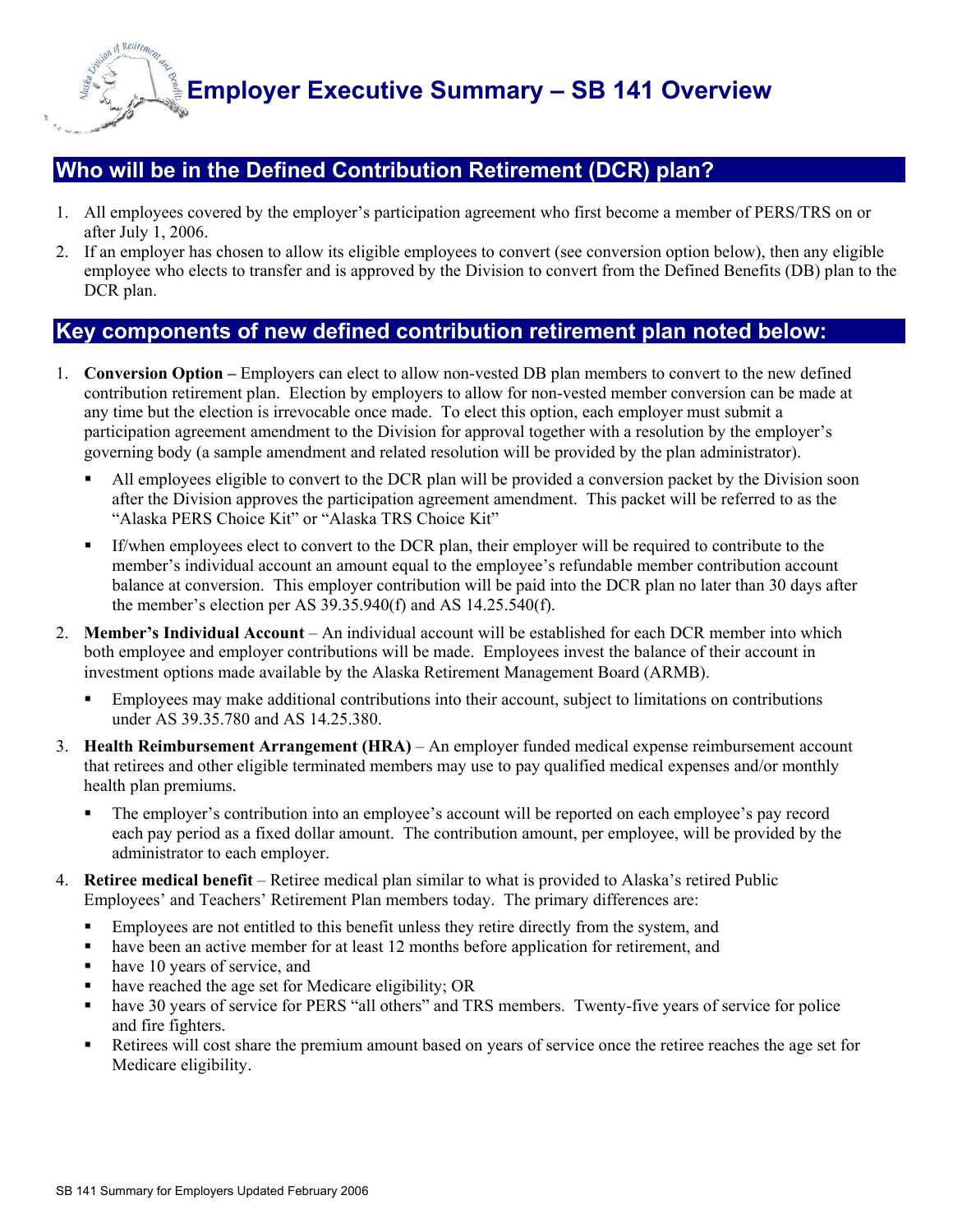# Employer Executive Summary – SB 141 Overview

## Who will be in the Defined Contribution Retirement (DCR) plan?

1. All employees covered by the employer's participation agreement who first become a member of PERS/TRS on or after July 1, 2006.
2. If an employer has chosen to allow its eligible employees to convert (see conversion option below), then any eligible employee who elects to transfer and is approved by the Division to convert from the Defined Benefits (DB) plan to the DCR plan.

## Key components of new defined contribution retirement plan noted below:

1. **Conversion Option –** Employers can elect to allow non-vested DB plan members to convert to the new defined contribution retirement plan. Election by employers to allow for non-vested member conversion can be made at any time but the election is irrevocable once made. To elect this option, each employer must submit a participation agreement amendment to the Division for approval together with a resolution by the employer's governing body (a sample amendment and related resolution will be provided by the plan administrator).
   - All employees eligible to convert to the DCR plan will be provided a conversion packet by the Division soon after the Division approves the participation agreement amendment. This packet will be referred to as the "Alaska PERS Choice Kit" or "Alaska TRS Choice Kit"
   - If/when employees elect to convert to the DCR plan, their employer will be required to contribute to the member's individual account an amount equal to the employee's refundable member contribution account balance at conversion. This employer contribution will be paid into the DCR plan no later than 30 days after the member's election per AS 39.35.940(f) and AS 14.25.540(f).
2. **Member's Individual Account** – An individual account will be established for each DCR member into which both employee and employer contributions will be made. Employees invest the balance of their account in investment options made available by the Alaska Retirement Management Board (ARMB).
   - Employees may make additional contributions into their account, subject to limitations on contributions under AS 39.35.780 and AS 14.25.380.
3. **Health Reimbursement Arrangement (HRA)** – An employer funded medical expense reimbursement account that retirees and other eligible terminated members may use to pay qualified medical expenses and/or monthly health plan premiums.
   - The employer's contribution into an employee's account will be reported on each employee's pay record each pay period as a fixed dollar amount. The contribution amount, per employee, will be provided by the administrator to each employer.
4. **Retiree medical benefit** – Retiree medical plan similar to what is provided to Alaska's retired Public Employees' and Teachers' Retirement Plan members today. The primary differences are:
   - Employees are not entitled to this benefit unless they retire directly from the system, and
   - have been an active member for at least 12 months before application for retirement, and
   - have 10 years of service, and
   - have reached the age set for Medicare eligibility; OR
   - have 30 years of service for PERS "all others" and TRS members. Twenty-five years of service for police and fire fighters.
   - Retirees will cost share the premium amount based on years of service once the retiree reaches the age set for Medicare eligibility.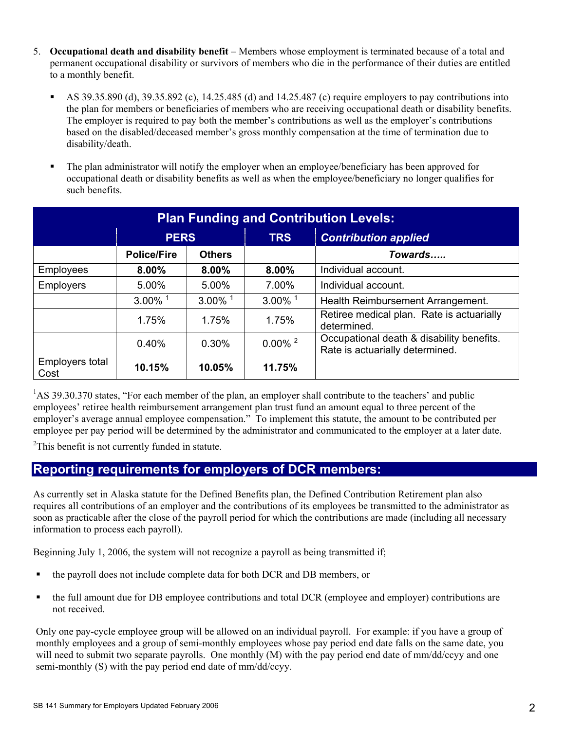5. **Occupational death and disability benefit** – Members whose employment is terminated because of a total and permanent occupational disability or survivors of members who die in the performance of their duties are entitled to a monthly benefit.

   - AS 39.35.890 (d), 39.35.892 (c), 14.25.485 (d) and 14.25.487 (c) require employers to pay contributions into the plan for members or beneficiaries of members who are receiving occupational death or disability benefits. The employer is required to pay both the member's contributions as well as the employer's contributions based on the disabled/deceased member's gross monthly compensation at the time of termination due to disability/death.

   - The plan administrator will notify the employer when an employee/beneficiary has been approved for occupational death or disability benefits as well as when the employee/beneficiary no longer qualifies for such benefits.

| Plan Funding and Contribution Levels: | | | | |
|---|---|---|---|---|
| | PERS | | TRS | *Contribution applied* |
| | Police/Fire | Others | | *Towards…..* |
| Employees | **8.00%** | **8.00%** | **8.00%** | Individual account. |
| Employers | 5.00% | 5.00% | 7.00% | Individual account. |
| | 3.00% [1] | 3.00% [1] | 3.00% [1] | Health Reimbursement Arrangement. |
| | 1.75% | 1.75% | 1.75% | Retiree medical plan. Rate is actuarially determined. |
| | 0.40% | 0.30% | 0.00% [2] | Occupational death & disability benefits. Rate is actuarially determined. |
| Employers total Cost | **10.15%** | **10.05%** | **11.75%** | |

[1]AS 39.30.370 states, "For each member of the plan, an employer shall contribute to the teachers' and public employees' retiree health reimbursement arrangement plan trust fund an amount equal to three percent of the employer's average annual employee compensation." To implement this statute, the amount to be contributed per employee per pay period will be determined by the administrator and communicated to the employer at a later date.

[2]This benefit is not currently funded in statute.

## Reporting requirements for employers of DCR members:

As currently set in Alaska statute for the Defined Benefits plan, the Defined Contribution Retirement plan also requires all contributions of an employer and the contributions of its employees be transmitted to the administrator as soon as practicable after the close of the payroll period for which the contributions are made (including all necessary information to process each payroll).

Beginning July 1, 2006, the system will not recognize a payroll as being transmitted if;

- the payroll does not include complete data for both DCR and DB members, or

- the full amount due for DB employee contributions and total DCR (employee and employer) contributions are not received.

Only one pay-cycle employee group will be allowed on an individual payroll. For example: if you have a group of monthly employees and a group of semi-monthly employees whose pay period end date falls on the same date, you will need to submit two separate payrolls. One monthly (M) with the pay period end date of mm/dd/ccyy and one semi-monthly (S) with the pay period end date of mm/dd/ccyy.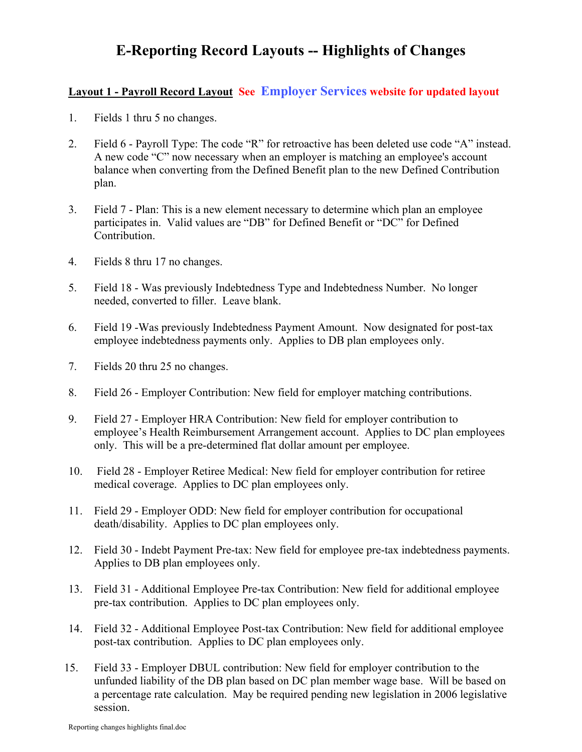# E-Reporting Record Layouts -- Highlights of Changes

**Layout 1 - Payroll Record Layout** **See Employer Services website for updated layout**

1. Fields 1 thru 5 no changes.

2. Field 6 - Payroll Type: The code “R” for retroactive has been deleted use code “A” instead. A new code “C” now necessary when an employer is matching an employee's account balance when converting from the Defined Benefit plan to the new Defined Contribution plan.

3. Field 7 - Plan: This is a new element necessary to determine which plan an employee participates in. Valid values are “DB” for Defined Benefit or “DC” for Defined Contribution.

4. Fields 8 thru 17 no changes.

5. Field 18 - Was previously Indebtedness Type and Indebtedness Number. No longer needed, converted to filler. Leave blank.

6. Field 19 -Was previously Indebtedness Payment Amount. Now designated for post-tax employee indebtedness payments only. Applies to DB plan employees only.

7. Fields 20 thru 25 no changes.

8. Field 26 - Employer Contribution: New field for employer matching contributions.

9. Field 27 - Employer HRA Contribution: New field for employer contribution to employee’s Health Reimbursement Arrangement account. Applies to DC plan employees only. This will be a pre-determined flat dollar amount per employee.

10. Field 28 - Employer Retiree Medical: New field for employer contribution for retiree medical coverage. Applies to DC plan employees only.

11. Field 29 - Employer ODD: New field for employer contribution for occupational death/disability. Applies to DC plan employees only.

12. Field 30 - Indebt Payment Pre-tax: New field for employee pre-tax indebtedness payments. Applies to DB plan employees only.

13. Field 31 - Additional Employee Pre-tax Contribution: New field for additional employee pre-tax contribution. Applies to DC plan employees only.

14. Field 32 - Additional Employee Post-tax Contribution: New field for additional employee post-tax contribution. Applies to DC plan employees only.

15. Field 33 - Employer DBUL contribution: New field for employer contribution to the unfunded liability of the DB plan based on DC plan member wage base. Will be based on a percentage rate calculation. May be required pending new legislation in 2006 legislative session.

Reporting changes highlights final.doc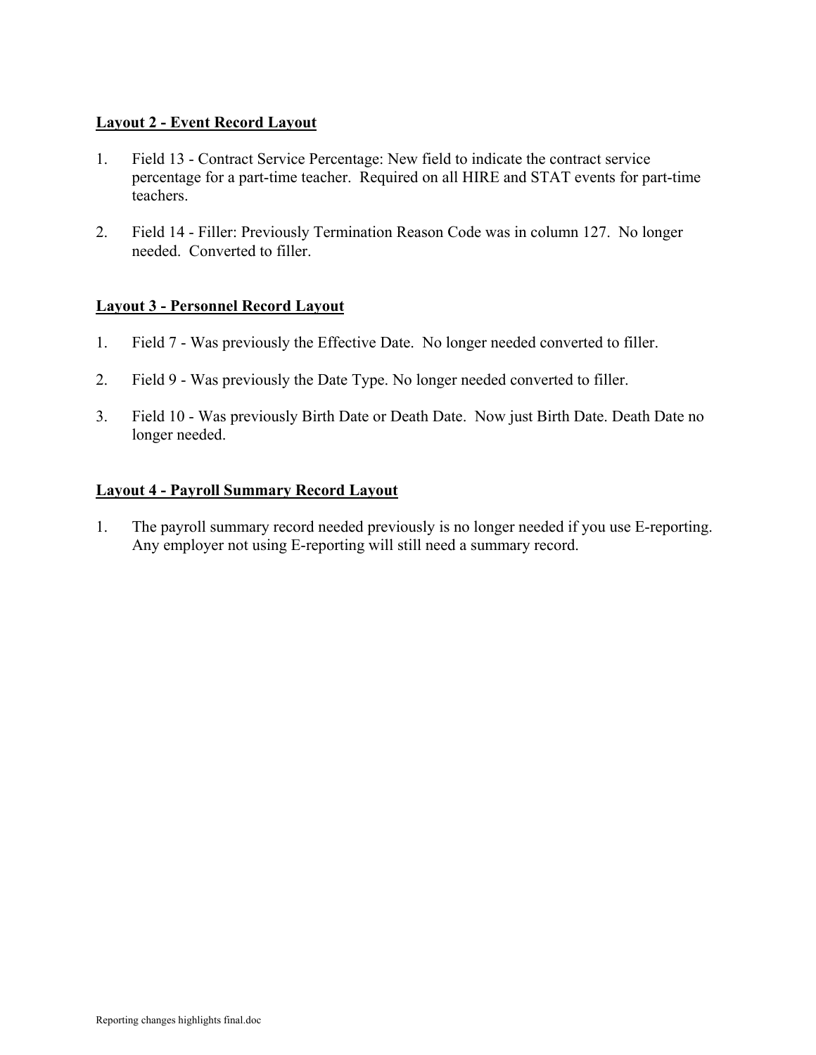## Layout 2 - Event Record Layout

1. Field 13 - Contract Service Percentage: New field to indicate the contract service percentage for a part-time teacher. Required on all HIRE and STAT events for part-time teachers.

2. Field 14 - Filler: Previously Termination Reason Code was in column 127. No longer needed. Converted to filler.

## Layout 3 - Personnel Record Layout

1. Field 7 - Was previously the Effective Date. No longer needed converted to filler.

2. Field 9 - Was previously the Date Type. No longer needed converted to filler.

3. Field 10 - Was previously Birth Date or Death Date. Now just Birth Date. Death Date no longer needed.

## Layout 4 - Payroll Summary Record Layout

1. The payroll summary record needed previously is no longer needed if you use E-reporting. Any employer not using E-reporting will still need a summary record.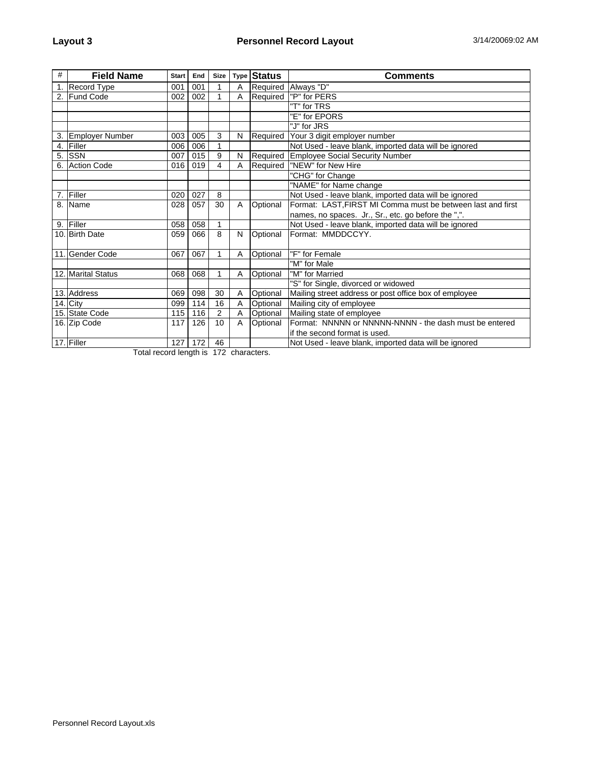**Layout 3** **Personnel Record Layout** 3/14/20069:02 AM

| # | Field Name | Start | End | Size | Type | Status | Comments |
|---|---|---|---|---|---|---|---|
| 1. | Record Type | 001 | 001 | 1 | A | Required | Always "D" |
| 2. | Fund Code | 002 | 002 | 1 | A | Required | "P" for PERS |
| | | | | | | | "T" for TRS |
| | | | | | | | "E" for EPORS |
| | | | | | | | "J" for JRS |
| 3. | Employer Number | 003 | 005 | 3 | N | Required | Your 3 digit employer number |
| 4. | Filler | 006 | 006 | 1 | | | Not Used - leave blank, imported data will be ignored |
| 5. | SSN | 007 | 015 | 9 | N | Required | Employee Social Security Number |
| 6. | Action Code | 016 | 019 | 4 | A | Required | "NEW" for New Hire |
| | | | | | | | "CHG" for Change |
| | | | | | | | "NAME" for Name change |
| 7. | Filler | 020 | 027 | 8 | | | Not Used - leave blank, imported data will be ignored |
| 8. | Name | 028 | 057 | 30 | A | Optional | Format: LAST,FIRST MI Comma must be between last and first names, no spaces. Jr., Sr., etc. go before the ",". |
| 9. | Filler | 058 | 058 | 1 | | | Not Used - leave blank, imported data will be ignored |
| 10. | Birth Date | 059 | 066 | 8 | N | Optional | Format: MMDDCCYY. |
| 11. | Gender Code | 067 | 067 | 1 | A | Optional | "F" for Female |
| | | | | | | | "M" for Male |
| 12. | Marital Status | 068 | 068 | 1 | A | Optional | "M" for Married |
| | | | | | | | "S" for Single, divorced or widowed |
| 13. | Address | 069 | 098 | 30 | A | Optional | Mailing street address or post office box of employee |
| 14. | City | 099 | 114 | 16 | A | Optional | Mailing city of employee |
| 15. | State Code | 115 | 116 | 2 | A | Optional | Mailing state of employee |
| 16. | Zip Code | 117 | 126 | 10 | A | Optional | Format: NNNNN or NNNNN-NNNN - the dash must be entered if the second format is used. |
| 17. | Filler | 127 | 172 | 46 | | | Not Used - leave blank, imported data will be ignored |

Total record length is 172 characters.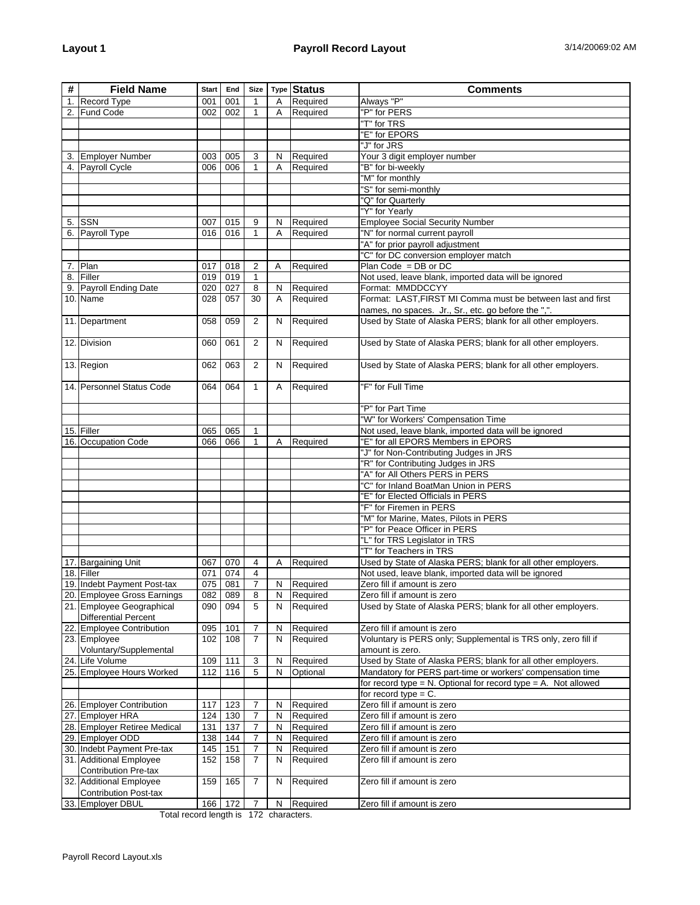**Layout 1** **Payroll Record Layout** 3/14/20069:02 AM

| # | Field Name | Start | End | Size | Type | Status | Comments |
|---|---|---|---|---|---|---|---|
| 1. | Record Type | 001 | 001 | 1 | A | Required | Always "P" |
| 2. | Fund Code | 002 | 002 | 1 | A | Required | "P" for PERS |
| | | | | | | | "T" for TRS |
| | | | | | | | "E" for EPORS |
| | | | | | | | "J" for JRS |
| 3. | Employer Number | 003 | 005 | 3 | N | Required | Your 3 digit employer number |
| 4. | Payroll Cycle | 006 | 006 | 1 | A | Required | "B" for bi-weekly |
| | | | | | | | "M" for monthly |
| | | | | | | | "S" for semi-monthly |
| | | | | | | | "Q" for Quarterly |
| | | | | | | | "Y" for Yearly |
| 5. | SSN | 007 | 015 | 9 | N | Required | Employee Social Security Number |
| 6. | Payroll Type | 016 | 016 | 1 | A | Required | "N" for normal current payroll |
| | | | | | | | "A" for prior payroll adjustment |
| | | | | | | | "C" for DC conversion employer match |
| 7. | Plan | 017 | 018 | 2 | A | Required | Plan Code = DB or DC |
| 8. | Filler | 019 | 019 | 1 | | | Not used, leave blank, imported data will be ignored |
| 9. | Payroll Ending Date | 020 | 027 | 8 | N | Required | Format: MMDDCCYY |
| 10. | Name | 028 | 057 | 30 | A | Required | Format: LAST,FIRST MI Comma must be between last and first names, no spaces. Jr., Sr., etc. go before the ",". |
| 11. | Department | 058 | 059 | 2 | N | Required | Used by State of Alaska PERS; blank for all other employers. |
| 12. | Division | 060 | 061 | 2 | N | Required | Used by State of Alaska PERS; blank for all other employers. |
| 13. | Region | 062 | 063 | 2 | N | Required | Used by State of Alaska PERS; blank for all other employers. |
| 14. | Personnel Status Code | 064 | 064 | 1 | A | Required | "F" for Full Time |
| | | | | | | | "P" for Part Time |
| | | | | | | | "W" for Workers' Compensation Time |
| 15. | Filler | 065 | 065 | 1 | | | Not used, leave blank, imported data will be ignored |
| 16. | Occupation Code | 066 | 066 | 1 | A | Required | "E" for all EPORS Members in EPORS |
| | | | | | | | "J" for Non-Contributing Judges in JRS |
| | | | | | | | "R" for Contributing Judges in JRS |
| | | | | | | | "A" for All Others PERS in PERS |
| | | | | | | | "C" for Inland BoatMan Union in PERS |
| | | | | | | | "E" for Elected Officials in PERS |
| | | | | | | | "F" for Firemen in PERS |
| | | | | | | | "M" for Marine, Mates, Pilots in PERS |
| | | | | | | | "P" for Peace Officer in PERS |
| | | | | | | | "L" for TRS Legislator in TRS |
| | | | | | | | "T" for Teachers in TRS |
| 17. | Bargaining Unit | 067 | 070 | 4 | A | Required | Used by State of Alaska PERS; blank for all other employers. |
| 18. | Filler | 071 | 074 | 4 | | | Not used, leave blank, imported data will be ignored |
| 19. | Indebt Payment Post-tax | 075 | 081 | 7 | N | Required | Zero fill if amount is zero |
| 20. | Employee Gross Earnings | 082 | 089 | 8 | N | Required | Zero fill if amount is zero |
| 21. | Employee Geographical Differential Percent | 090 | 094 | 5 | N | Required | Used by State of Alaska PERS; blank for all other employers. |
| 22. | Employee Contribution | 095 | 101 | 7 | N | Required | Zero fill if amount is zero |
| 23. | Employee Voluntary/Supplemental | 102 | 108 | 7 | N | Required | Voluntary is PERS only; Supplemental is TRS only, zero fill if amount is zero. |
| 24. | Life Volume | 109 | 111 | 3 | N | Required | Used by State of Alaska PERS; blank for all other employers. |
| 25. | Employee Hours Worked | 112 | 116 | 5 | N | Optional | Mandatory for PERS part-time or workers' compensation time for record type = N. Optional for record type = A. Not allowed for record type = C. |
| 26. | Employer Contribution | 117 | 123 | 7 | N | Required | Zero fill if amount is zero |
| 27. | Employer HRA | 124 | 130 | 7 | N | Required | Zero fill if amount is zero |
| 28. | Employer Retiree Medical | 131 | 137 | 7 | N | Required | Zero fill if amount is zero |
| 29. | Employer ODD | 138 | 144 | 7 | N | Required | Zero fill if amount is zero |
| 30. | Indebt Payment Pre-tax | 145 | 151 | 7 | N | Required | Zero fill if amount is zero |
| 31. | Additional Employee Contribution Pre-tax | 152 | 158 | 7 | N | Required | Zero fill if amount is zero |
| 32. | Additional Employee Contribution Post-tax | 159 | 165 | 7 | N | Required | Zero fill if amount is zero |
| 33. | Employer DBUL | 166 | 172 | 7 | N | Required | Zero fill if amount is zero |

Total record length is 172 characters.

Payroll Record Layout.xls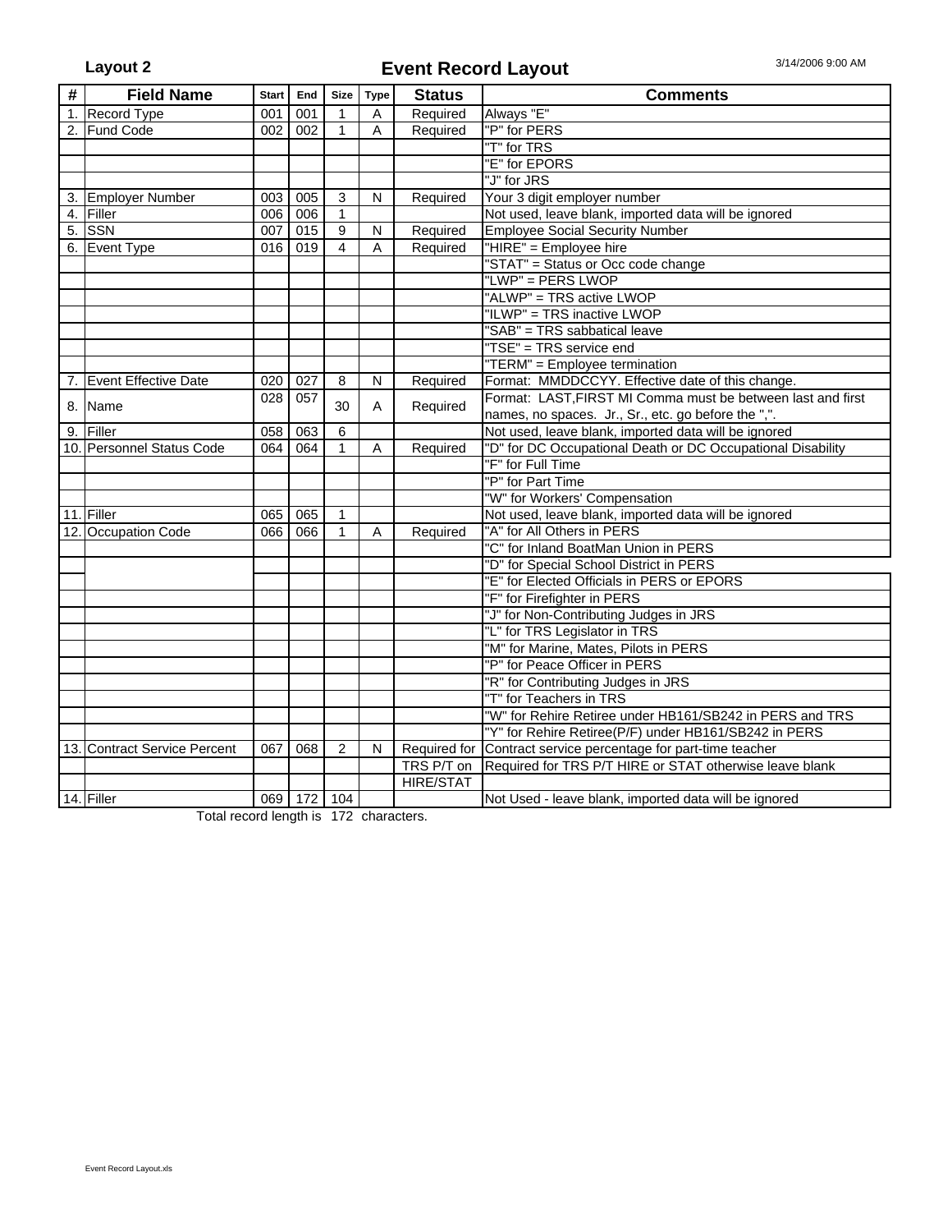**Layout 2**

# Event Record Layout

3/14/2006 9:00 AM

| # | Field Name | Start | End | Size | Type | Status | Comments |
|---|---|---|---|---|---|---|---|
| 1. | Record Type | 001 | 001 | 1 | A | Required | Always "E" |
| 2. | Fund Code | 002 | 002 | 1 | A | Required | "P" for PERS |
| | | | | | | | "T" for TRS |
| | | | | | | | "E" for EPORS |
| | | | | | | | "J" for JRS |
| 3. | Employer Number | 003 | 005 | 3 | N | Required | Your 3 digit employer number |
| 4. | Filler | 006 | 006 | 1 | | | Not used, leave blank, imported data will be ignored |
| 5. | SSN | 007 | 015 | 9 | N | Required | Employee Social Security Number |
| 6. | Event Type | 016 | 019 | 4 | A | Required | "HIRE" = Employee hire |
| | | | | | | | "STAT" = Status or Occ code change |
| | | | | | | | "LWP" = PERS LWOP |
| | | | | | | | "ALWP" = TRS active LWOP |
| | | | | | | | "ILWP" = TRS inactive LWOP |
| | | | | | | | "SAB" = TRS sabbatical leave |
| | | | | | | | "TSE" = TRS service end |
| | | | | | | | "TERM" = Employee termination |
| 7. | Event Effective Date | 020 | 027 | 8 | N | Required | Format: MMDDCCYY. Effective date of this change. |
| 8. | Name | 028 | 057 | 30 | A | Required | Format: LAST,FIRST MI Comma must be between last and first names, no spaces. Jr., Sr., etc. go before the ",". |
| 9. | Filler | 058 | 063 | 6 | | | Not used, leave blank, imported data will be ignored |
| 10. | Personnel Status Code | 064 | 064 | 1 | A | Required | "D" for DC Occupational Death or DC Occupational Disability |
| | | | | | | | "F" for Full Time |
| | | | | | | | "P" for Part Time |
| | | | | | | | "W" for Workers' Compensation |
| 11. | Filler | 065 | 065 | 1 | | | Not used, leave blank, imported data will be ignored |
| 12. | Occupation Code | 066 | 066 | 1 | A | Required | "A" for All Others in PERS |
| | | | | | | | "C" for Inland BoatMan Union in PERS |
| | | | | | | | "D" for Special School District in PERS |
| | | | | | | | "E" for Elected Officials in PERS or EPORS |
| | | | | | | | "F" for Firefighter in PERS |
| | | | | | | | "J" for Non-Contributing Judges in JRS |
| | | | | | | | "L" for TRS Legislator in TRS |
| | | | | | | | "M" for Marine, Mates, Pilots in PERS |
| | | | | | | | "P" for Peace Officer in PERS |
| | | | | | | | "R" for Contributing Judges in JRS |
| | | | | | | | "T" for Teachers in TRS |
| | | | | | | | "W" for Rehire Retiree under HB161/SB242 in PERS and TRS |
| | | | | | | | "Y" for Rehire Retiree(P/F) under HB161/SB242 in PERS |
| 13. | Contract Service Percent | 067 | 068 | 2 | N | Required for | Contract service percentage for part-time teacher |
| | | | | | | TRS P/T on | Required for TRS P/T HIRE or STAT otherwise leave blank |
| | | | | | | HIRE/STAT | |
| 14. | Filler | 069 | 172 | 104 | | | Not Used - leave blank, imported data will be ignored |

Total record length is 172 characters.

Event Record Layout.xls